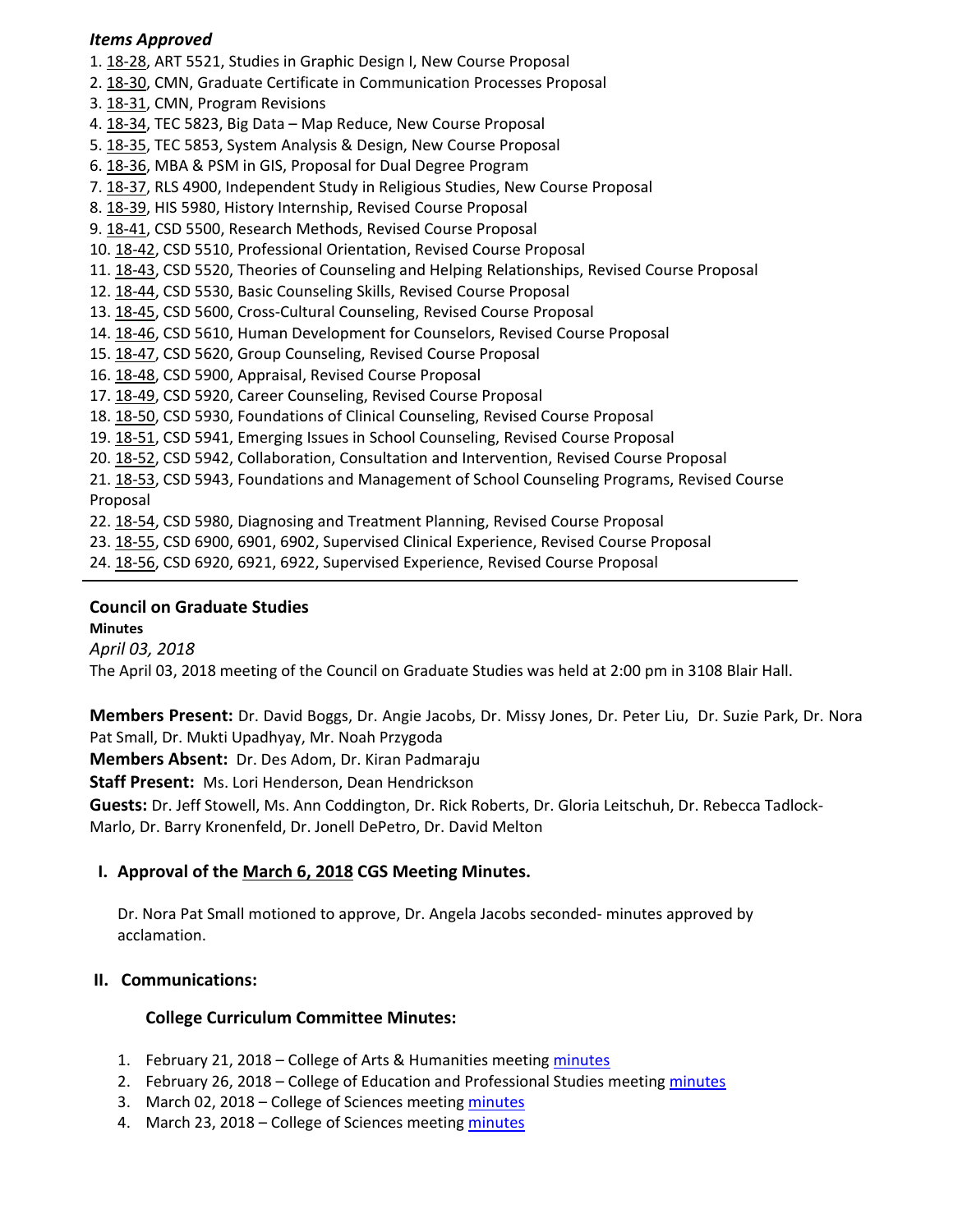***Items Approved***

1. 18-28, ART 5521, Studies in Graphic Design I, New Course Proposal
2. 18-30, CMN, Graduate Certificate in Communication Processes Proposal
3. 18-31, CMN, Program Revisions
4. 18-34, TEC 5823, Big Data – Map Reduce, New Course Proposal
5. 18-35, TEC 5853, System Analysis & Design, New Course Proposal
6. 18-36, MBA & PSM in GIS, Proposal for Dual Degree Program
7. 18-37, RLS 4900, Independent Study in Religious Studies, New Course Proposal
8. 18-39, HIS 5980, History Internship, Revised Course Proposal
9. 18-41, CSD 5500, Research Methods, Revised Course Proposal
10. 18-42, CSD 5510, Professional Orientation, Revised Course Proposal
11. 18-43, CSD 5520, Theories of Counseling and Helping Relationships, Revised Course Proposal
12. 18-44, CSD 5530, Basic Counseling Skills, Revised Course Proposal
13. 18-45, CSD 5600, Cross-Cultural Counseling, Revised Course Proposal
14. 18-46, CSD 5610, Human Development for Counselors, Revised Course Proposal
15. 18-47, CSD 5620, Group Counseling, Revised Course Proposal
16. 18-48, CSD 5900, Appraisal, Revised Course Proposal
17. 18-49, CSD 5920, Career Counseling, Revised Course Proposal
18. 18-50, CSD 5930, Foundations of Clinical Counseling, Revised Course Proposal
19. 18-51, CSD 5941, Emerging Issues in School Counseling, Revised Course Proposal
20. 18-52, CSD 5942, Collaboration, Consultation and Intervention, Revised Course Proposal
21. 18-53, CSD 5943, Foundations and Management of School Counseling Programs, Revised Course Proposal
22. 18-54, CSD 5980, Diagnosing and Treatment Planning, Revised Course Proposal
23. 18-55, CSD 6900, 6901, 6902, Supervised Clinical Experience, Revised Course Proposal
24. 18-56, CSD 6920, 6921, 6922, Supervised Experience, Revised Course Proposal

---

## Council on Graduate Studies

**Minutes**

*April 03, 2018*

The April 03, 2018 meeting of the Council on Graduate Studies was held at 2:00 pm in 3108 Blair Hall.

**Members Present:** Dr. David Boggs, Dr. Angie Jacobs, Dr. Missy Jones, Dr. Peter Liu, Dr. Suzie Park, Dr. Nora Pat Small, Dr. Mukti Upadhyay, Mr. Noah Przygoda

**Members Absent:** Dr. Des Adom, Dr. Kiran Padmaraju

**Staff Present:** Ms. Lori Henderson, Dean Hendrickson

**Guests:** Dr. Jeff Stowell, Ms. Ann Coddington, Dr. Rick Roberts, Dr. Gloria Leitschuh, Dr. Rebecca Tadlock-Marlo, Dr. Barry Kronenfeld, Dr. Jonell DePetro, Dr. David Melton

### I. Approval of the March 6, 2018 CGS Meeting Minutes.

Dr. Nora Pat Small motioned to approve, Dr. Angela Jacobs seconded- minutes approved by acclamation.

### II. Communications:

#### College Curriculum Committee Minutes:

1. February 21, 2018 – College of Arts & Humanities meeting minutes
2. February 26, 2018 – College of Education and Professional Studies meeting minutes
3. March 02, 2018 – College of Sciences meeting minutes
4. March 23, 2018 – College of Sciences meeting minutes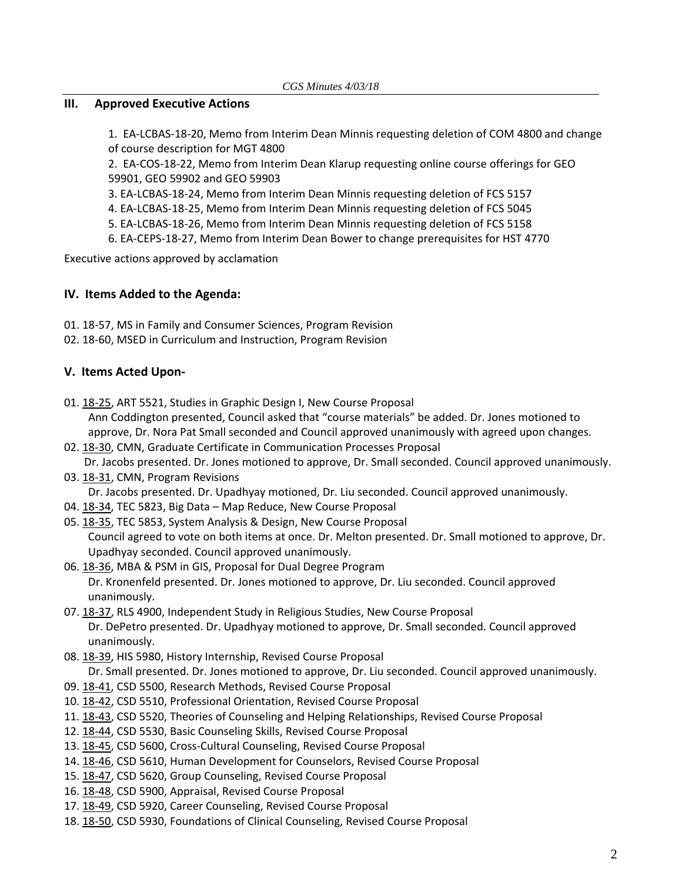## III. Approved Executive Actions

1. EA-LCBAS-18-20, Memo from Interim Dean Minnis requesting deletion of COM 4800 and change of course description for MGT 4800
2. EA-COS-18-22, Memo from Interim Dean Klarup requesting online course offerings for GEO 59901, GEO 59902 and GEO 59903
3. EA-LCBAS-18-24, Memo from Interim Dean Minnis requesting deletion of FCS 5157
4. EA-LCBAS-18-25, Memo from Interim Dean Minnis requesting deletion of FCS 5045
5. EA-LCBAS-18-26, Memo from Interim Dean Minnis requesting deletion of FCS 5158
6. EA-CEPS-18-27, Memo from Interim Dean Bower to change prerequisites for HST 4770

Executive actions approved by acclamation

## IV. Items Added to the Agenda:

01. 18-57, MS in Family and Consumer Sciences, Program Revision
02. 18-60, MSED in Curriculum and Instruction, Program Revision

## V. Items Acted Upon-

01. 18-25, ART 5521, Studies in Graphic Design I, New Course Proposal
    Ann Coddington presented, Council asked that "course materials" be added. Dr. Jones motioned to approve, Dr. Nora Pat Small seconded and Council approved unanimously with agreed upon changes.
02. 18-30, CMN, Graduate Certificate in Communication Processes Proposal
    Dr. Jacobs presented. Dr. Jones motioned to approve, Dr. Small seconded. Council approved unanimously.
03. 18-31, CMN, Program Revisions
    Dr. Jacobs presented. Dr. Upadhyay motioned, Dr. Liu seconded. Council approved unanimously.
04. 18-34, TEC 5823, Big Data – Map Reduce, New Course Proposal
05. 18-35, TEC 5853, System Analysis & Design, New Course Proposal
    Council agreed to vote on both items at once. Dr. Melton presented. Dr. Small motioned to approve, Dr. Upadhyay seconded. Council approved unanimously.
06. 18-36, MBA & PSM in GIS, Proposal for Dual Degree Program
    Dr. Kronenfeld presented. Dr. Jones motioned to approve, Dr. Liu seconded. Council approved unanimously.
07. 18-37, RLS 4900, Independent Study in Religious Studies, New Course Proposal
    Dr. DePetro presented. Dr. Upadhyay motioned to approve, Dr. Small seconded. Council approved unanimously.
08. 18-39, HIS 5980, History Internship, Revised Course Proposal
    Dr. Small presented. Dr. Jones motioned to approve, Dr. Liu seconded. Council approved unanimously.
09. 18-41, CSD 5500, Research Methods, Revised Course Proposal
10. 18-42, CSD 5510, Professional Orientation, Revised Course Proposal
11. 18-43, CSD 5520, Theories of Counseling and Helping Relationships, Revised Course Proposal
12. 18-44, CSD 5530, Basic Counseling Skills, Revised Course Proposal
13. 18-45, CSD 5600, Cross-Cultural Counseling, Revised Course Proposal
14. 18-46, CSD 5610, Human Development for Counselors, Revised Course Proposal
15. 18-47, CSD 5620, Group Counseling, Revised Course Proposal
16. 18-48, CSD 5900, Appraisal, Revised Course Proposal
17. 18-49, CSD 5920, Career Counseling, Revised Course Proposal
18. 18-50, CSD 5930, Foundations of Clinical Counseling, Revised Course Proposal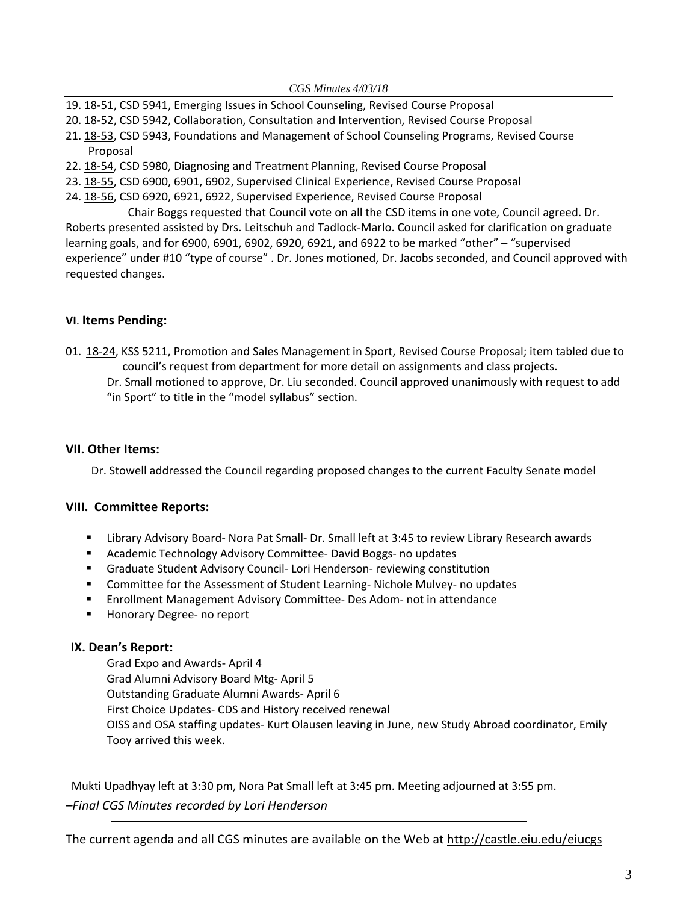19. 18-51, CSD 5941, Emerging Issues in School Counseling, Revised Course Proposal
20. 18-52, CSD 5942, Collaboration, Consultation and Intervention, Revised Course Proposal
21. 18-53, CSD 5943, Foundations and Management of School Counseling Programs, Revised Course Proposal
22. 18-54, CSD 5980, Diagnosing and Treatment Planning, Revised Course Proposal
23. 18-55, CSD 6900, 6901, 6902, Supervised Clinical Experience, Revised Course Proposal
24. 18-56, CSD 6920, 6921, 6922, Supervised Experience, Revised Course Proposal

Chair Boggs requested that Council vote on all the CSD items in one vote, Council agreed. Dr. Roberts presented assisted by Drs. Leitschuh and Tadlock-Marlo. Council asked for clarification on graduate learning goals, and for 6900, 6901, 6902, 6920, 6921, and 6922 to be marked "other" – "supervised experience" under #10 "type of course" . Dr. Jones motioned, Dr. Jacobs seconded, and Council approved with requested changes.

### VI. Items Pending:

01. 18-24, KSS 5211, Promotion and Sales Management in Sport, Revised Course Proposal; item tabled due to council's request from department for more detail on assignments and class projects.
    Dr. Small motioned to approve, Dr. Liu seconded. Council approved unanimously with request to add "in Sport" to title in the "model syllabus" section.

### VII. Other Items:

Dr. Stowell addressed the Council regarding proposed changes to the current Faculty Senate model

### VIII. Committee Reports:

- Library Advisory Board- Nora Pat Small- Dr. Small left at 3:45 to review Library Research awards
- Academic Technology Advisory Committee- David Boggs- no updates
- Graduate Student Advisory Council- Lori Henderson- reviewing constitution
- Committee for the Assessment of Student Learning- Nichole Mulvey- no updates
- Enrollment Management Advisory Committee- Des Adom- not in attendance
- Honorary Degree- no report

### IX. Dean's Report:

Grad Expo and Awards- April 4
Grad Alumni Advisory Board Mtg- April 5
Outstanding Graduate Alumni Awards- April 6
First Choice Updates- CDS and History received renewal
OISS and OSA staffing updates- Kurt Olausen leaving in June, new Study Abroad coordinator, Emily Tooy arrived this week.

Mukti Upadhyay left at 3:30 pm, Nora Pat Small left at 3:45 pm. Meeting adjourned at 3:55 pm.

*–Final CGS Minutes recorded by Lori Henderson*

---

The current agenda and all CGS minutes are available on the Web at http://castle.eiu.edu/eiucgs